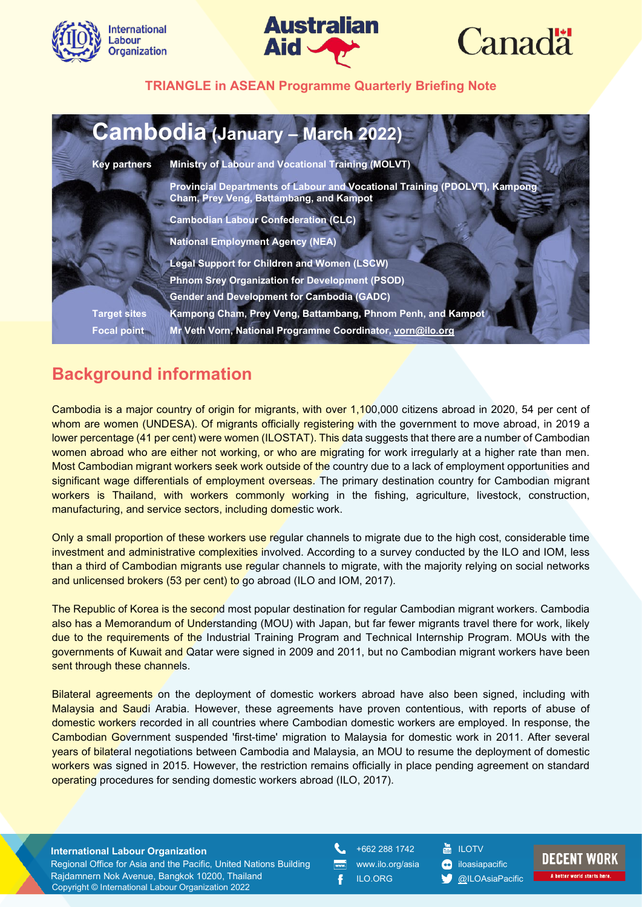TRIANGLE in ASEAN Programme Quarterly Briefing Note

# Cambodia (January – March 2022)

| | |
|---|---|
| **Key partners** | **Ministry of Labour and Vocational Training (MOLVT)** |
| | **Provincial Departments of Labour and Vocational Training (PDOLVT), Kampong Cham, Prey Veng, Battambang, and Kampot** |
| | **Cambodian Labour Confederation (CLC)** |
| | **National Employment Agency (NEA)** |
| | **Legal Support for Children and Women (LSCW)** |
| | **Phnom Srey Organization for Development (PSOD)** |
| | **Gender and Development for Cambodia (GADC)** |
| **Target sites** | **Kampong Cham, Prey Veng, Battambang, Phnom Penh, and Kampot** |
| **Focal point** | **Mr Veth Vorn, National Programme Coordinator, vorn@ilo.org** |

## Background information

Cambodia is a major country of origin for migrants, with over 1,100,000 citizens abroad in 2020, 54 per cent of whom are women (UNDESA). Of migrants officially registering with the government to move abroad, in 2019 a lower percentage (41 per cent) were women (ILOSTAT). This data suggests that there are a number of Cambodian women abroad who are either not working, or who are migrating for work irregularly at a higher rate than men. Most Cambodian migrant workers seek work outside of the country due to a lack of employment opportunities and significant wage differentials of employment overseas. The primary destination country for Cambodian migrant workers is Thailand, with workers commonly working in the fishing, agriculture, livestock, construction, manufacturing, and service sectors, including domestic work.

Only a small proportion of these workers use regular channels to migrate due to the high cost, considerable time investment and administrative complexities involved. According to a survey conducted by the ILO and IOM, less than a third of Cambodian migrants use regular channels to migrate, with the majority relying on social networks and unlicensed brokers (53 per cent) to go abroad (ILO and IOM, 2017).

The Republic of Korea is the second most popular destination for regular Cambodian migrant workers. Cambodia also has a Memorandum of Understanding (MOU) with Japan, but far fewer migrants travel there for work, likely due to the requirements of the Industrial Training Program and Technical Internship Program. MOUs with the governments of Kuwait and Qatar were signed in 2009 and 2011, but no Cambodian migrant workers have been sent through these channels.

Bilateral agreements on the deployment of domestic workers abroad have also been signed, including with Malaysia and Saudi Arabia. However, these agreements have proven contentious, with reports of abuse of domestic workers recorded in all countries where Cambodian domestic workers are employed. In response, the Cambodian Government suspended 'first-time' migration to Malaysia for domestic work in 2011. After several years of bilateral negotiations between Cambodia and Malaysia, an MOU to resume the deployment of domestic workers was signed in 2015. However, the restriction remains officially in place pending agreement on standard operating procedures for sending domestic workers abroad (ILO, 2017).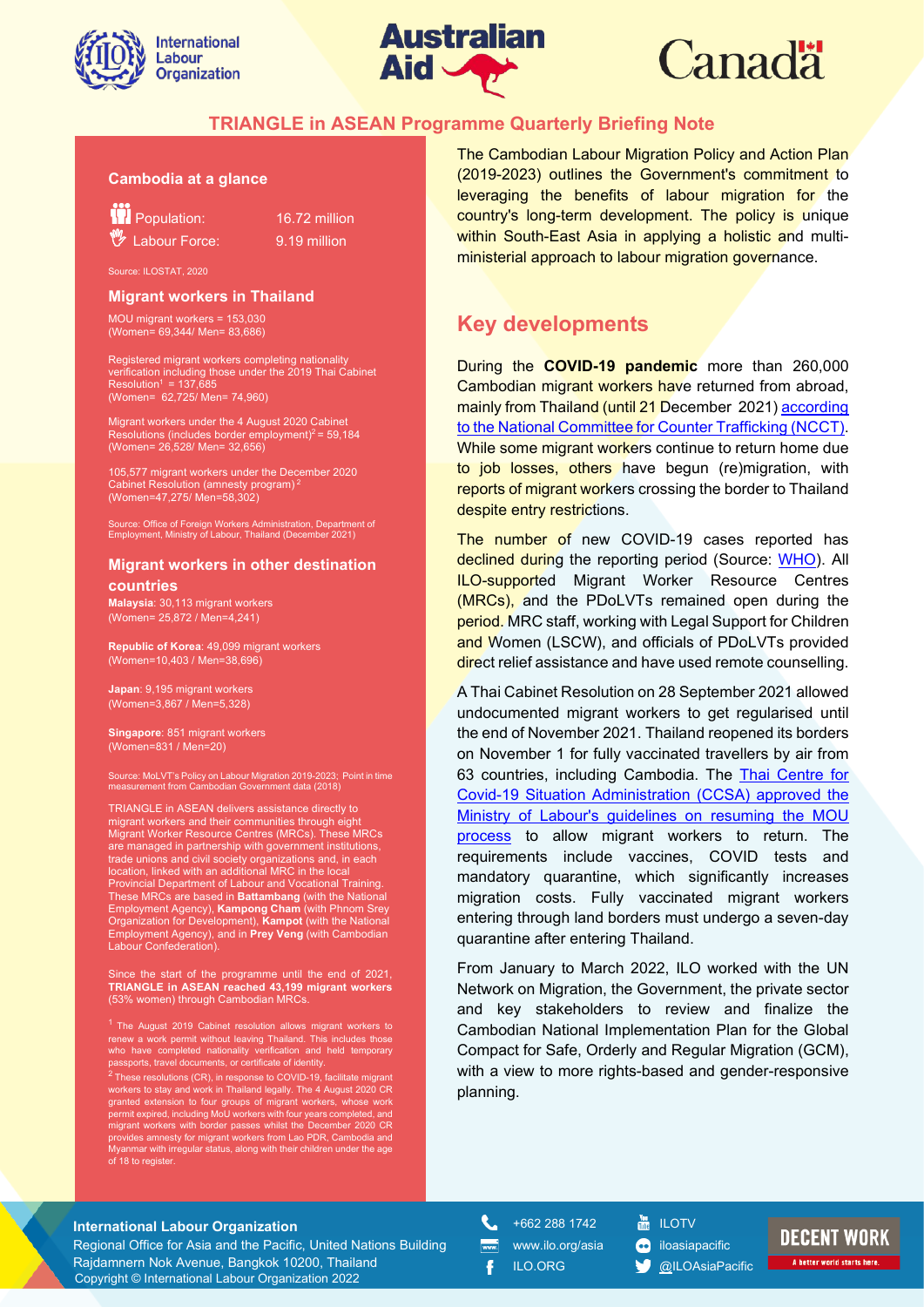## TRIANGLE in ASEAN Programme Quarterly Briefing Note

### Cambodia at a glance

Population: 16.72 million
Labour Force: 9.19 million

Source: ILOSTAT, 2020

### Migrant workers in Thailand

MOU migrant workers = 153,030
(Women= 69,344/ Men= 83,686)

Registered migrant workers completing nationality verification including those under the 2019 Thai Cabinet Resolution[1] = 137,685
(Women= 62,725/ Men= 74,960)

Migrant workers under the 4 August 2020 Cabinet Resolutions (includes border employment)[2] = 59,184
(Women= 26,528/ Men= 32,656)

105,577 migrant workers under the December 2020 Cabinet Resolution (amnesty program)[2]
(Women=47,275/ Men=58,302)

Source: Office of Foreign Workers Administration, Department of Employment, Ministry of Labour, Thailand (December 2021)

### Migrant workers in other destination countries

**Malaysia**: 30,113 migrant workers
(Women= 25,872 / Men=4,241)

**Republic of Korea**: 49,099 migrant workers
(Women=10,403 / Men=38,696)

**Japan**: 9,195 migrant workers
(Women=3,867 / Men=5,328)

**Singapore**: 851 migrant workers
(Women=831 / Men=20)

Source: MoLVT's Policy on Labour Migration 2019-2023; Point in time measurement from Cambodian Government data (2018)

TRIANGLE in ASEAN delivers assistance directly to migrant workers and their communities through eight Migrant Worker Resource Centres (MRCs). These MRCs are managed in partnership with government institutions, trade unions and civil society organizations and, in each location, linked with an additional MRC in the local Provincial Department of Labour and Vocational Training. These MRCs are based in **Battambang** (with the National Employment Agency), **Kampong Cham** (with Phnom Srey Organization for Development), **Kampot** (with the National Employment Agency), and in **Prey Veng** (with Cambodian Labour Confederation).

Since the start of the programme until the end of 2021, **TRIANGLE in ASEAN reached 43,199 migrant workers** (53% women) through Cambodian MRCs.

[1] The August 2019 Cabinet resolution allows migrant workers to renew a work permit without leaving Thailand. This includes those who have completed nationality verification and held temporary passports, travel documents, or certificate of identity.

[2] These resolutions (CR), in response to COVID-19, facilitate migrant workers to stay and work in Thailand legally. The 4 August 2020 CR granted extension to four groups of migrant workers, whose work permit expired, including MoU workers with four years completed, and migrant workers with border passes whilst the December 2020 CR provides amnesty for migrant workers from Lao PDR, Cambodia and Myanmar with irregular status, along with their children under the age of 18 to register.

The Cambodian Labour Migration Policy and Action Plan (2019-2023) outlines the Government's commitment to leveraging the benefits of labour migration for the country's long-term development. The policy is unique within South-East Asia in applying a holistic and multi-ministerial approach to labour migration governance.

## Key developments

During the **COVID-19 pandemic** more than 260,000 Cambodian migrant workers have returned from abroad, mainly from Thailand (until 21 December 2021) according to the National Committee for Counter Trafficking (NCCT). While some migrant workers continue to return home due to job losses, others have begun (re)migration, with reports of migrant workers crossing the border to Thailand despite entry restrictions.

The number of new COVID-19 cases reported has declined during the reporting period (Source: WHO). All ILO-supported Migrant Worker Resource Centres (MRCs), and the PDoLVTs remained open during the period. MRC staff, working with Legal Support for Children and Women (LSCW), and officials of PDoLVTs provided direct relief assistance and have used remote counselling.

A Thai Cabinet Resolution on 28 September 2021 allowed undocumented migrant workers to get regularised until the end of November 2021. Thailand reopened its borders on November 1 for fully vaccinated travellers by air from 63 countries, including Cambodia. The Thai Centre for Covid-19 Situation Administration (CCSA) approved the Ministry of Labour's guidelines on resuming the MOU process to allow migrant workers to return. The requirements include vaccines, COVID tests and mandatory quarantine, which significantly increases migration costs. Fully vaccinated migrant workers entering through land borders must undergo a seven-day quarantine after entering Thailand.

From January to March 2022, ILO worked with the UN Network on Migration, the Government, the private sector and key stakeholders to review and finalize the Cambodian National Implementation Plan for the Global Compact for Safe, Orderly and Regular Migration (GCM), with a view to more rights-based and gender-responsive planning.

**International Labour Organization**
Regional Office for Asia and the Pacific, United Nations Building
Rajdamnern Nok Avenue, Bangkok 10200, Thailand
Copyright © International Labour Organization 2022

+662 288 1742
www.ilo.org/asia
ILO.ORG
ILOTV
iloasiapacific
@ILOAsiaPacific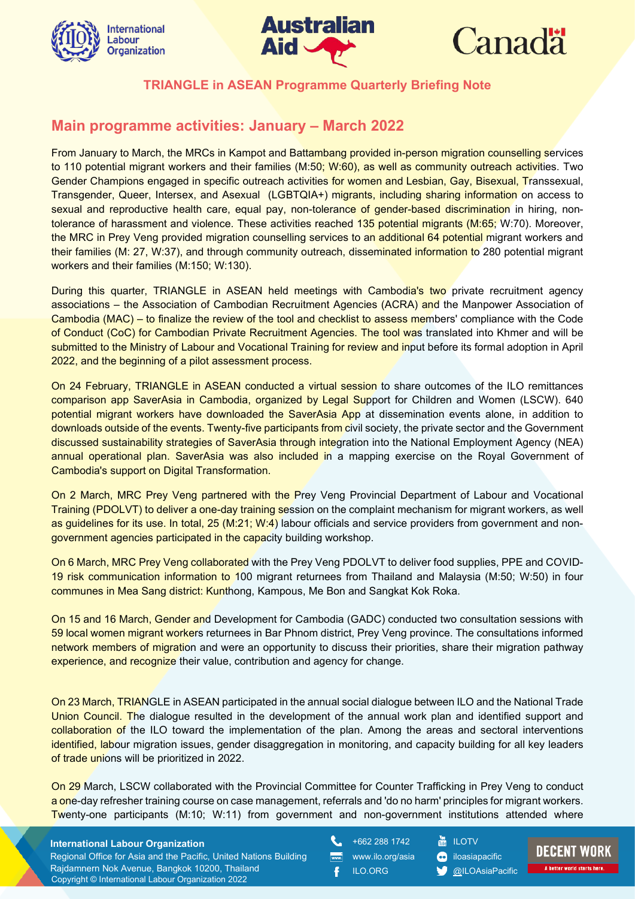**TRIANGLE in ASEAN Programme Quarterly Briefing Note**

## Main programme activities: January – March 2022

From January to March, the MRCs in Kampot and Battambang provided in-person migration counselling services to 110 potential migrant workers and their families (M:50; W:60), as well as community outreach activities. Two Gender Champions engaged in specific outreach activities for women and Lesbian, Gay, Bisexual, Transsexual, Transgender, Queer, Intersex, and Asexual (LGBTQIA+) migrants, including sharing information on access to sexual and reproductive health care, equal pay, non-tolerance of gender-based discrimination in hiring, non-tolerance of harassment and violence. These activities reached 135 potential migrants (M:65; W:70). Moreover, the MRC in Prey Veng provided migration counselling services to an additional 64 potential migrant workers and their families (M: 27, W:37), and through community outreach, disseminated information to 280 potential migrant workers and their families (M:150; W:130).

During this quarter, TRIANGLE in ASEAN held meetings with Cambodia's two private recruitment agency associations – the Association of Cambodian Recruitment Agencies (ACRA) and the Manpower Association of Cambodia (MAC) – to finalize the review of the tool and checklist to assess members' compliance with the Code of Conduct (CoC) for Cambodian Private Recruitment Agencies. The tool was translated into Khmer and will be submitted to the Ministry of Labour and Vocational Training for review and input before its formal adoption in April 2022, and the beginning of a pilot assessment process.

On 24 February, TRIANGLE in ASEAN conducted a virtual session to share outcomes of the ILO remittances comparison app SaverAsia in Cambodia, organized by Legal Support for Children and Women (LSCW). 640 potential migrant workers have downloaded the SaverAsia App at dissemination events alone, in addition to downloads outside of the events. Twenty-five participants from civil society, the private sector and the Government discussed sustainability strategies of SaverAsia through integration into the National Employment Agency (NEA) annual operational plan. SaverAsia was also included in a mapping exercise on the Royal Government of Cambodia's support on Digital Transformation.

On 2 March, MRC Prey Veng partnered with the Prey Veng Provincial Department of Labour and Vocational Training (PDOLVT) to deliver a one-day training session on the complaint mechanism for migrant workers, as well as guidelines for its use. In total, 25 (M:21; W:4) labour officials and service providers from government and non-government agencies participated in the capacity building workshop.

On 6 March, MRC Prey Veng collaborated with the Prey Veng PDOLVT to deliver food supplies, PPE and COVID-19 risk communication information to 100 migrant returnees from Thailand and Malaysia (M:50; W:50) in four communes in Mea Sang district: Kunthong, Kampous, Me Bon and Sangkat Kok Roka.

On 15 and 16 March, Gender and Development for Cambodia (GADC) conducted two consultation sessions with 59 local women migrant workers returnees in Bar Phnom district, Prey Veng province. The consultations informed network members of migration and were an opportunity to discuss their priorities, share their migration pathway experience, and recognize their value, contribution and agency for change.

On 23 March, TRIANGLE in ASEAN participated in the annual social dialogue between ILO and the National Trade Union Council. The dialogue resulted in the development of the annual work plan and identified support and collaboration of the ILO toward the implementation of the plan. Among the areas and sectoral interventions identified, labour migration issues, gender disaggregation in monitoring, and capacity building for all key leaders of trade unions will be prioritized in 2022.

On 29 March, LSCW collaborated with the Provincial Committee for Counter Trafficking in Prey Veng to conduct a one-day refresher training course on case management, referrals and 'do no harm' principles for migrant workers. Twenty-one participants (M:10; W:11) from government and non-government institutions attended where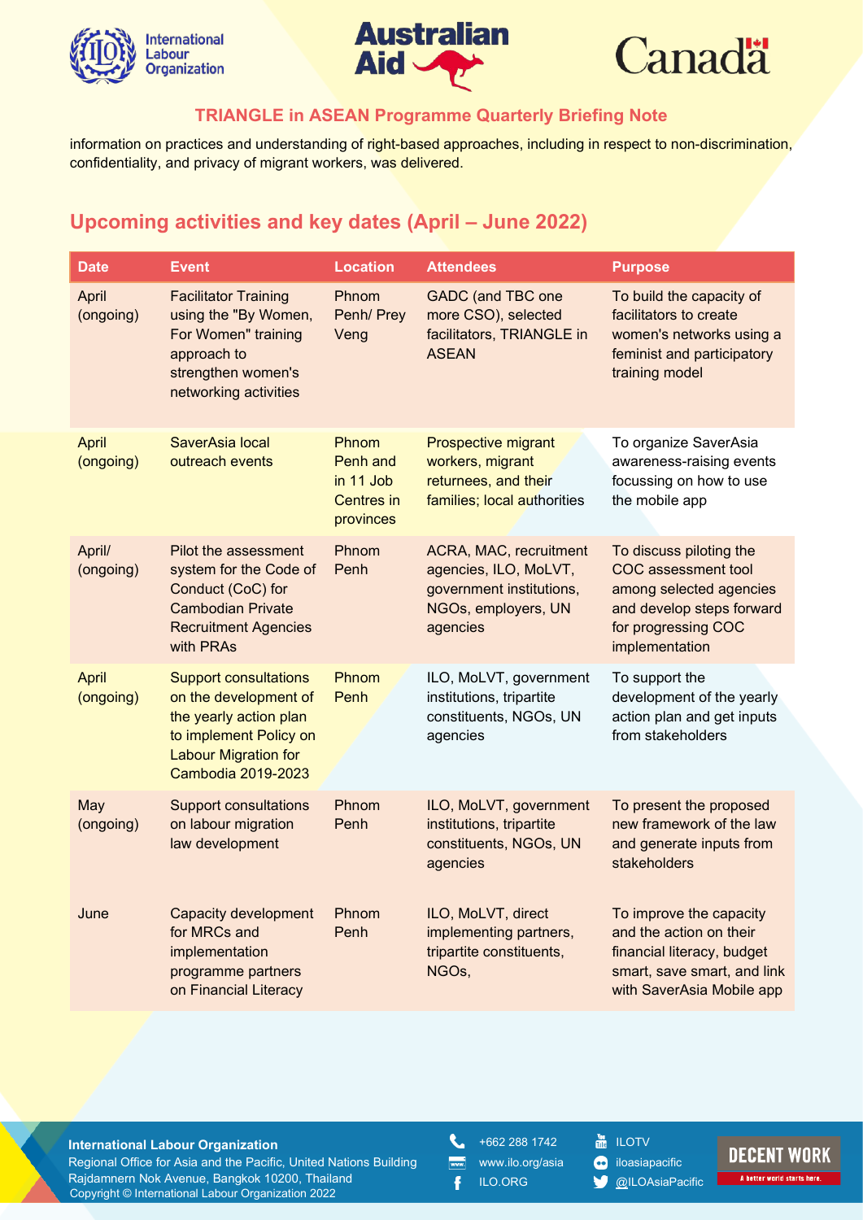information on practices and understanding of right-based approaches, including in respect to non-discrimination, confidentiality, and privacy of migrant workers, was delivered.

## Upcoming activities and key dates (April – June 2022)

| Date | Event | Location | Attendees | Purpose |
|---|---|---|---|---|
| April (ongoing) | Facilitator Training using the "By Women, For Women" training approach to strengthen women's networking activities | Phnom Penh/ Prey Veng | GADC (and TBC one more CSO), selected facilitators, TRIANGLE in ASEAN | To build the capacity of facilitators to create women's networks using a feminist and participatory training model |
| April (ongoing) | SaverAsia local outreach events | Phnom Penh and in 11 Job Centres in provinces | Prospective migrant workers, migrant returnees, and their families; local authorities | To organize SaverAsia awareness-raising events focussing on how to use the mobile app |
| April/ (ongoing) | Pilot the assessment system for the Code of Conduct (CoC) for Cambodian Private Recruitment Agencies with PRAs | Phnom Penh | ACRA, MAC, recruitment agencies, ILO, MoLVT, government institutions, NGOs, employers, UN agencies | To discuss piloting the COC assessment tool among selected agencies and develop steps forward for progressing COC implementation |
| April (ongoing) | Support consultations on the development of the yearly action plan to implement Policy on Labour Migration for Cambodia 2019-2023 | Phnom Penh | ILO, MoLVT, government institutions, tripartite constituents, NGOs, UN agencies | To support the development of the yearly action plan and get inputs from stakeholders |
| May (ongoing) | Support consultations on labour migration law development | Phnom Penh | ILO, MoLVT, government institutions, tripartite constituents, NGOs, UN agencies | To present the proposed new framework of the law and generate inputs from stakeholders |
| June | Capacity development for MRCs and implementation programme partners on Financial Literacy | Phnom Penh | ILO, MoLVT, direct implementing partners, tripartite constituents, NGOs, | To improve the capacity and the action on their financial literacy, budget smart, save smart, and link with SaverAsia Mobile app |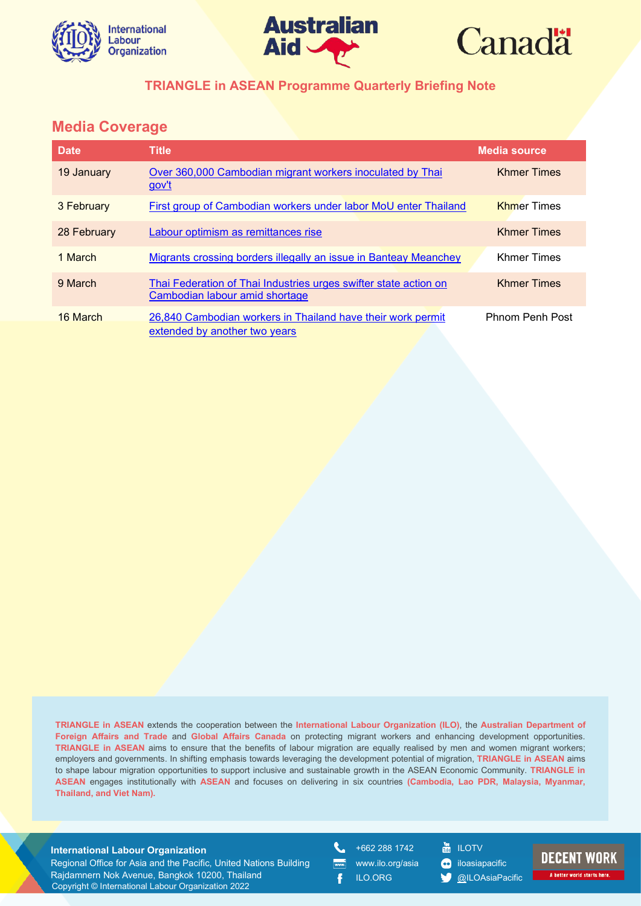**TRIANGLE in ASEAN Programme Quarterly Briefing Note**

## Media Coverage

| Date | Title | Media source |
|---|---|---|
| 19 January | Over 360,000 Cambodian migrant workers inoculated by Thai gov't | Khmer Times |
| 3 February | First group of Cambodian workers under labor MoU enter Thailand | Khmer Times |
| 28 February | Labour optimism as remittances rise | Khmer Times |
| 1 March | Migrants crossing borders illegally an issue in Banteay Meanchey | Khmer Times |
| 9 March | Thai Federation of Thai Industries urges swifter state action on Cambodian labour amid shortage | Khmer Times |
| 16 March | 26,840 Cambodian workers in Thailand have their work permit extended by another two years | Phnom Penh Post |

**TRIANGLE in ASEAN** extends the cooperation between the **International Labour Organization (ILO)**, the **Australian Department of Foreign Affairs and Trade** and **Global Affairs Canada** on protecting migrant workers and enhancing development opportunities. **TRIANGLE in ASEAN** aims to ensure that the benefits of labour migration are equally realised by men and women migrant workers; employers and governments. In shifting emphasis towards leveraging the development potential of migration, **TRIANGLE in ASEAN** aims to shape labour migration opportunities to support inclusive and sustainable growth in the ASEAN Economic Community. **TRIANGLE in ASEAN** engages institutionally with **ASEAN** and focuses on delivering in six countries **(Cambodia, Lao PDR, Malaysia, Myanmar, Thailand, and Viet Nam).**

**International Labour Organization**
Regional Office for Asia and the Pacific, United Nations Building
Rajdamnern Nok Avenue, Bangkok 10200, Thailand
Copyright © International Labour Organization 2022

+662 288 1742
www.ilo.org/asia
ILO.ORG
ILOTV
iloasiapacific
@ILOAsiaPacific